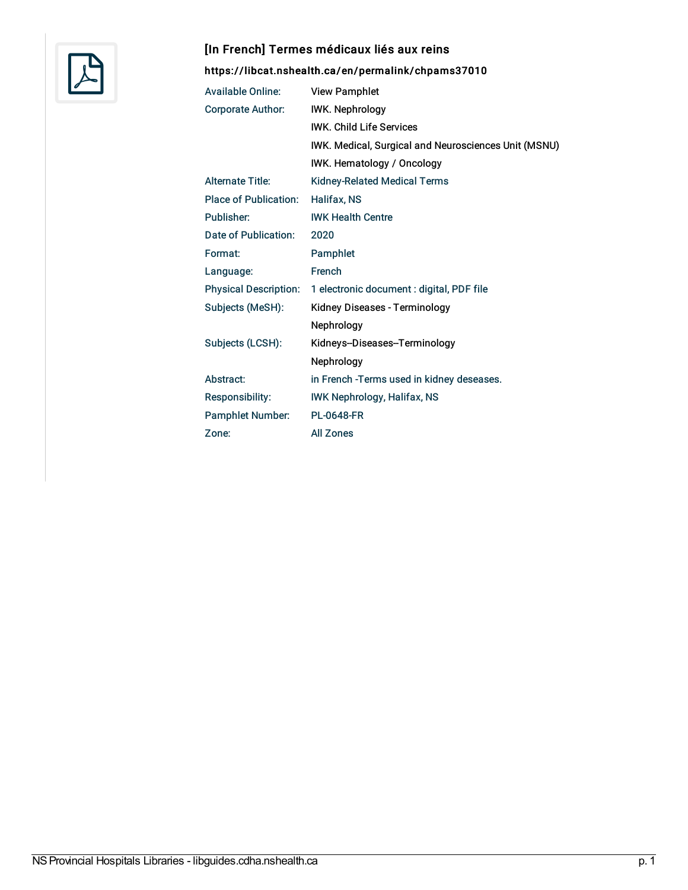# [In French] Termes médicaux liés aux reins

**https://libcat.nshealth.ca/en/permalink/chpams37010**

| | |
|---|---|
| Available Online: | View Pamphlet |
| Corporate Author: | IWK. Nephrology |
| | IWK. Child Life Services |
| | IWK. Medical, Surgical and Neurosciences Unit (MSNU) |
| | IWK. Hematology / Oncology |
| Alternate Title: | Kidney-Related Medical Terms |
| Place of Publication: | Halifax, NS |
| Publisher: | IWK Health Centre |
| Date of Publication: | 2020 |
| Format: | Pamphlet |
| Language: | French |
| Physical Description: | 1 electronic document : digital, PDF file |
| Subjects (MeSH): | Kidney Diseases - Terminology |
| | Nephrology |
| Subjects (LCSH): | Kidneys--Diseases--Terminology |
| | Nephrology |
| Abstract: | in French -Terms used in kidney deseases. |
| Responsibility: | IWK Nephrology, Halifax, NS |
| Pamphlet Number: | PL-0648-FR |
| Zone: | All Zones |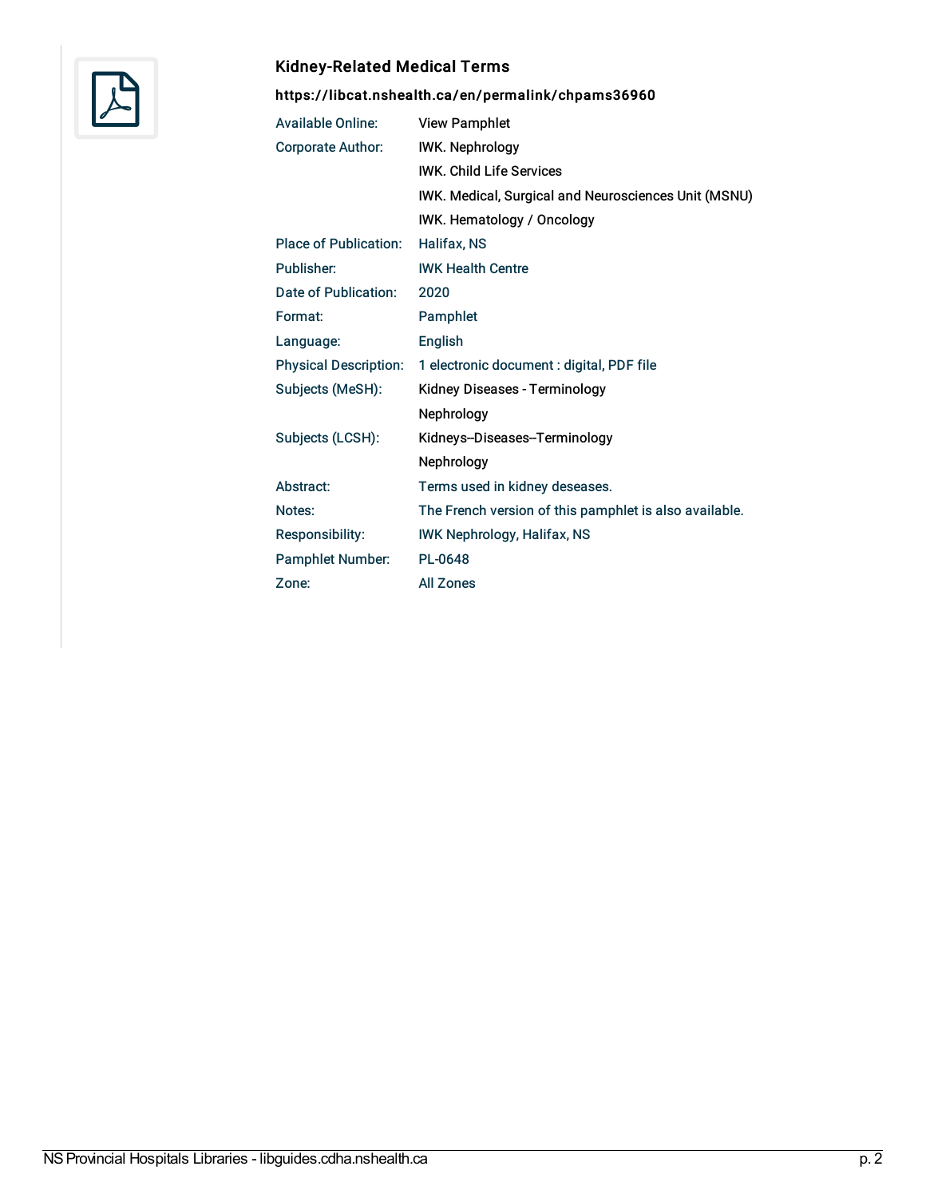### Kidney-Related Medical Terms

**https://libcat.nshealth.ca/en/permalink/chpams36960**

| | |
|---|---|
| Available Online: | View Pamphlet |
| Corporate Author: | IWK. Nephrology |
| | IWK. Child Life Services |
| | IWK. Medical, Surgical and Neurosciences Unit (MSNU) |
| | IWK. Hematology / Oncology |
| Place of Publication: | Halifax, NS |
| Publisher: | IWK Health Centre |
| Date of Publication: | 2020 |
| Format: | Pamphlet |
| Language: | English |
| Physical Description: | 1 electronic document : digital, PDF file |
| Subjects (MeSH): | Kidney Diseases - Terminology |
| | Nephrology |
| Subjects (LCSH): | Kidneys--Diseases--Terminology |
| | Nephrology |
| Abstract: | Terms used in kidney deseases. |
| Notes: | The French version of this pamphlet is also available. |
| Responsibility: | IWK Nephrology, Halifax, NS |
| Pamphlet Number: | PL-0648 |
| Zone: | All Zones |